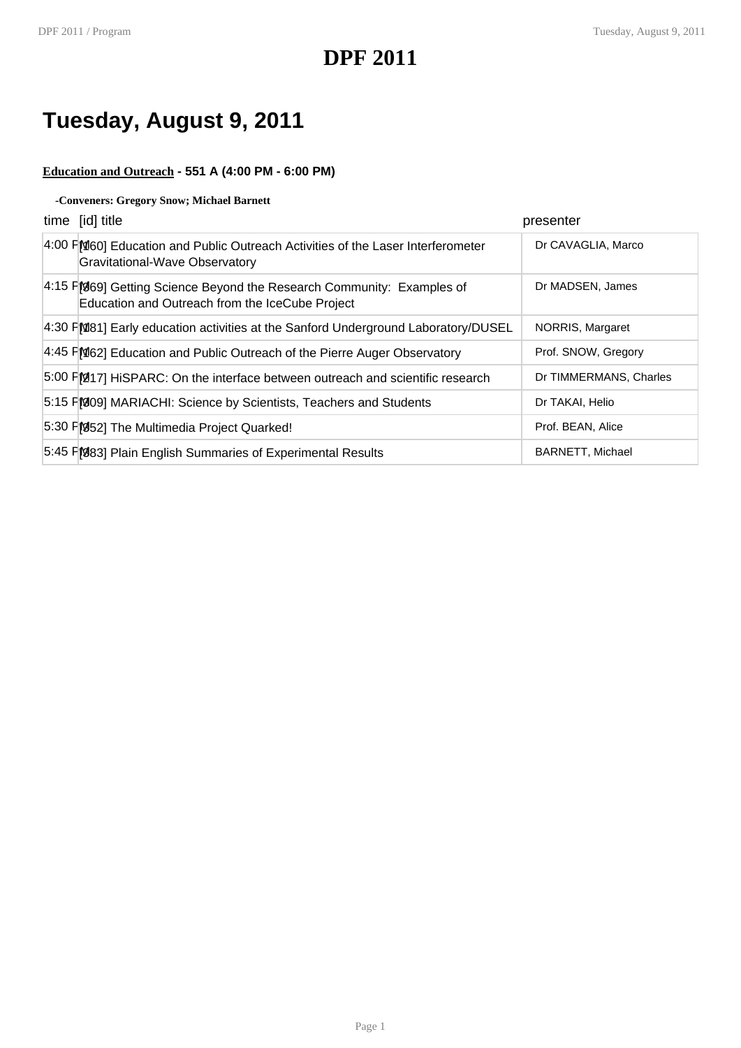# DPF 2011

## Tuesday, August 9, 2011

**Education and Outreach - 551 A (4:00 PM - 6:00 PM)**

**-Conveners: Gregory Snow; Michael Barnett**

| time | [id] title | presenter |
|---|---|---|
| 4:00 PM | [160] Education and Public Outreach Activities of the Laser Interferometer Gravitational-Wave Observatory | Dr CAVAGLIA, Marco |
| 4:15 PM | [369] Getting Science Beyond the Research Community: Examples of Education and Outreach from the IceCube Project | Dr MADSEN, James |
| 4:30 PM | [181] Early education activities at the Sanford Underground Laboratory/DUSEL | NORRIS, Margaret |
| 4:45 PM | [162] Education and Public Outreach of the Pierre Auger Observatory | Prof. SNOW, Gregory |
| 5:00 PM | [217] HiSPARC: On the interface between outreach and scientific research | Dr TIMMERMANS, Charles |
| 5:15 PM | [309] MARIACHI: Science by Scientists, Teachers and Students | Dr TAKAI, Helio |
| 5:30 PM | [352] The Multimedia Project Quarked! | Prof. BEAN, Alice |
| 5:45 PM | [383] Plain English Summaries of Experimental Results | BARNETT, Michael |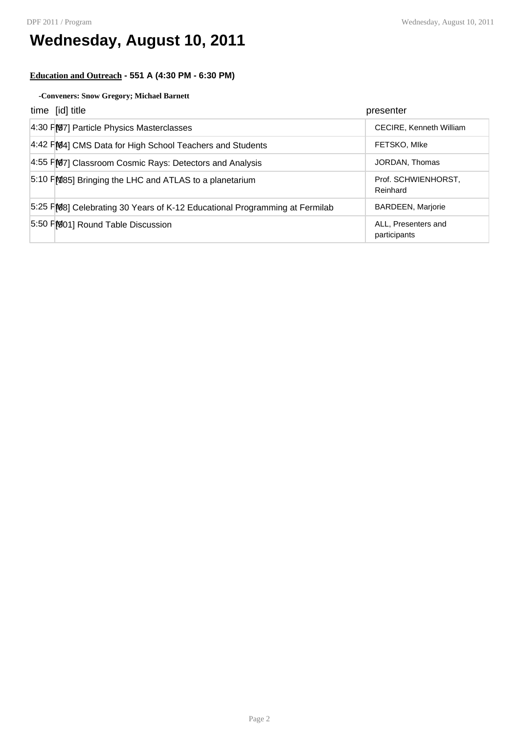# Wednesday, August 10, 2011

**Education and Outreach - 551 A (4:30 PM - 6:30 PM)**

**-Conveners: Snow Gregory; Michael Barnett**

| time | [id] title | presenter |
|---|---|---|
| 4:30 PM | [57] Particle Physics Masterclasses | CECIRE, Kenneth William |
| 4:42 PM | [64] CMS Data for High School Teachers and Students | FETSKO, MIke |
| 4:55 PM | [67] Classroom Cosmic Rays: Detectors and Analysis | JORDAN, Thomas |
| 5:10 PM | [185] Bringing the LHC and ATLAS to a planetarium | Prof. SCHWIENHORST, Reinhard |
| 5:25 PM | [68] Celebrating 30 Years of K-12 Educational Programming at Fermilab | BARDEEN, Marjorie |
| 5:50 PM | [501] Round Table Discussion | ALL, Presenters and participants |